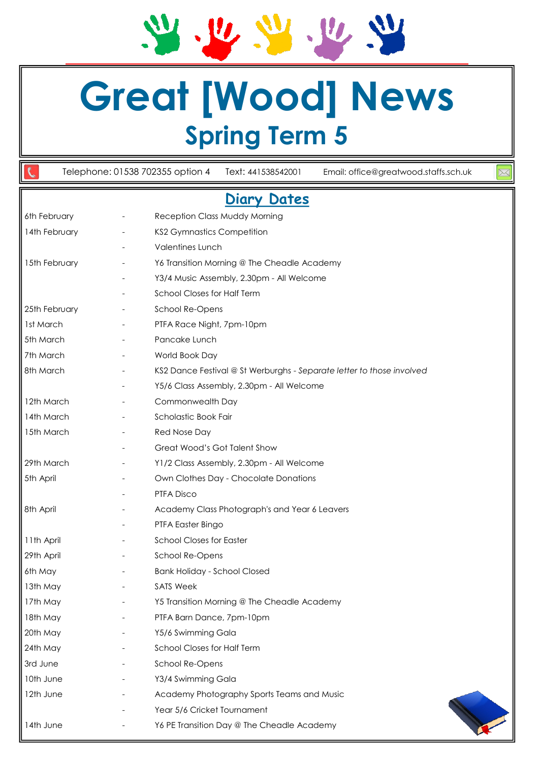# Great [Wood] News

## Spring Term 5

Telephone: 01538 702355 option 4    Text: 441538542001    Email: office@greatwood.staffs.sch.uk

## Diary Dates

| | | |
|---|---|---|
| 6th February | - | Reception Class Muddy Morning |
| 14th February | - | KS2 Gymnastics Competition |
| | - | Valentines Lunch |
| 15th February | - | Y6 Transition Morning @ The Cheadle Academy |
| | - | Y3/4 Music Assembly, 2.30pm - All Welcome |
| | - | School Closes for Half Term |
| 25th February | - | School Re-Opens |
| 1st March | - | PTFA Race Night, 7pm-10pm |
| 5th March | - | Pancake Lunch |
| 7th March | - | World Book Day |
| 8th March | - | KS2 Dance Festival @ St Werburghs - *Separate letter to those involved* |
| | - | Y5/6 Class Assembly, 2.30pm - All Welcome |
| 12th March | - | Commonwealth Day |
| 14th March | - | Scholastic Book Fair |
| 15th March | - | Red Nose Day |
| | - | Great Wood's Got Talent Show |
| 29th March | - | Y1/2 Class Assembly, 2.30pm - All Welcome |
| 5th April | - | Own Clothes Day - Chocolate Donations |
| | - | PTFA Disco |
| 8th April | - | Academy Class Photograph's and Year 6 Leavers |
| | - | PTFA Easter Bingo |
| 11th April | - | School Closes for Easter |
| 29th April | - | School Re-Opens |
| 6th May | - | Bank Holiday - School Closed |
| 13th May | - | SATS Week |
| 17th May | - | Y5 Transition Morning @ The Cheadle Academy |
| 18th May | - | PTFA Barn Dance, 7pm-10pm |
| 20th May | - | Y5/6 Swimming Gala |
| 24th May | - | School Closes for Half Term |
| 3rd June | - | School Re-Opens |
| 10th June | - | Y3/4 Swimming Gala |
| 12th June | - | Academy Photography Sports Teams and Music |
| | - | Year 5/6 Cricket Tournament |
| 14th June | - | Y6 PE Transition Day @ The Cheadle Academy |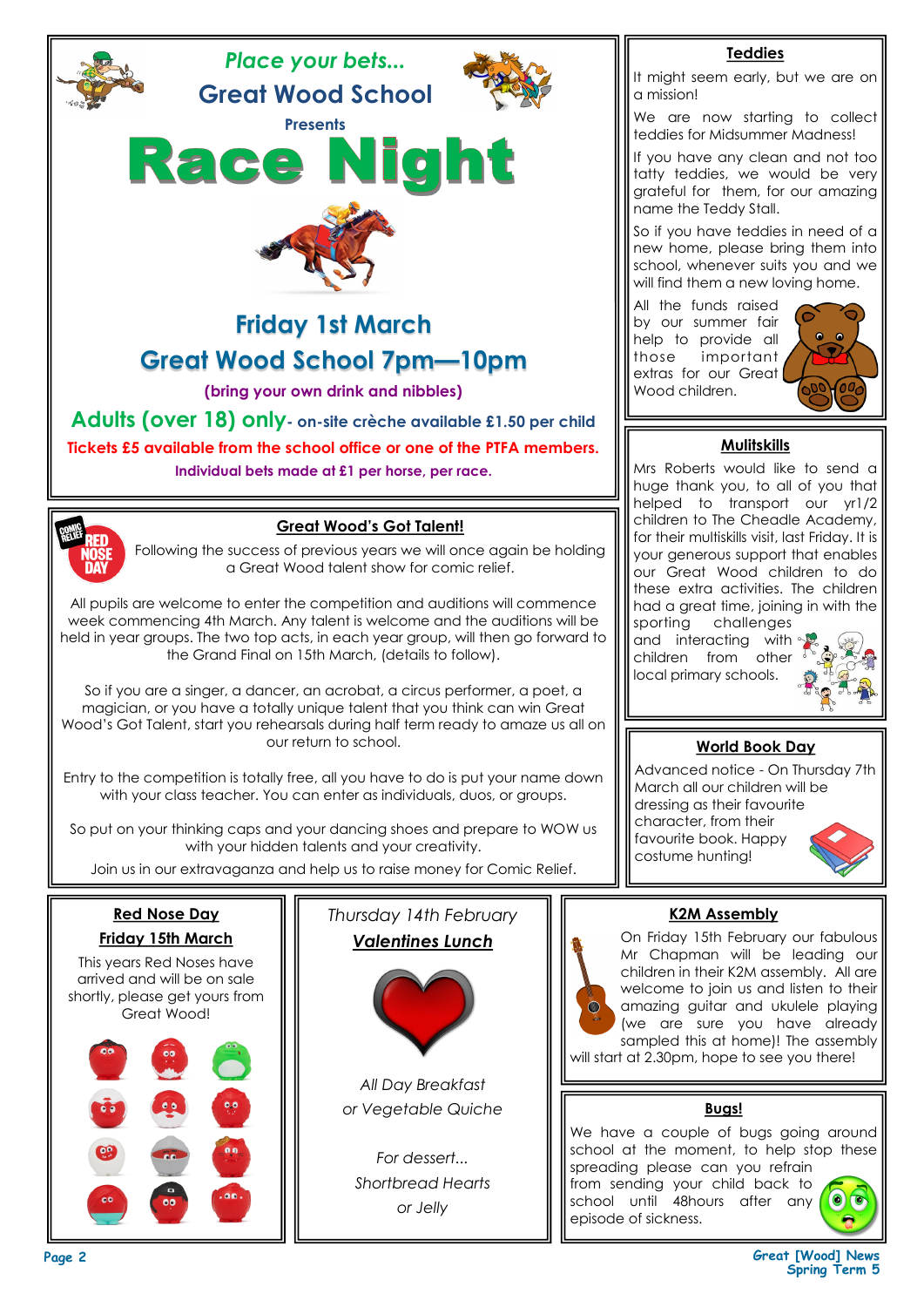*Place your bets...*

## Great Wood School

**Presents**

# Race Night

## Friday 1st March

## Great Wood School 7pm—10pm

**(bring your own drink and nibbles)**

**Adults (over 18) only- on-site crèche available £1.50 per child**

**Tickets £5 available from the school office or one of the PTFA members.**

**Individual bets made at £1 per horse, per race.**

### Great Wood's Got Talent!

Following the success of previous years we will once again be holding a Great Wood talent show for comic relief.

All pupils are welcome to enter the competition and auditions will commence week commencing 4th March. Any talent is welcome and the auditions will be held in year groups. The two top acts, in each year group, will then go forward to the Grand Final on 15th March, (details to follow).

So if you are a singer, a dancer, an acrobat, a circus performer, a poet, a magician, or you have a totally unique talent that you think can win Great Wood's Got Talent, start you rehearsals during half term ready to amaze us all on our return to school.

Entry to the competition is totally free, all you have to do is put your name down with your class teacher. You can enter as individuals, duos, or groups.

So put on your thinking caps and your dancing shoes and prepare to WOW us with your hidden talents and your creativity.

Join us in our extravaganza and help us to raise money for Comic Relief.

### Teddies

It might seem early, but we are on a mission!

We are now starting to collect teddies for Midsummer Madness!

If you have any clean and not too tatty teddies, we would be very grateful for them, for our amazing name the Teddy Stall.

So if you have teddies in need of a new home, please bring them into school, whenever suits you and we will find them a new loving home.

All the funds raised by our summer fair help to provide all those important extras for our Great Wood children.

### Mulitskills

Mrs Roberts would like to send a huge thank you, to all of you that helped to transport our yr1/2 children to The Cheadle Academy, for their multiskills visit, last Friday. It is your generous support that enables our Great Wood children to do these extra activities. The children had a great time, joining in with the sporting challenges and interacting with children from other local primary schools.

### World Book Day

Advanced notice - On Thursday 7th March all our children will be dressing as their favourite character, from their favourite book. Happy costume hunting!

### Red Nose Day

### Friday 15th March

This years Red Noses have arrived and will be on sale shortly, please get yours from Great Wood!

*Thursday 14th February*

### *Valentines Lunch*

*All Day Breakfast*
*or Vegetable Quiche*

*For dessert...*
*Shortbread Hearts*
*or Jelly*

### K2M Assembly

On Friday 15th February our fabulous Mr Chapman will be leading our children in their K2M assembly. All are welcome to join us and listen to their amazing guitar and ukulele playing (we are sure you have already sampled this at home)! The assembly will start at 2.30pm, hope to see you there!

### Bugs!

We have a couple of bugs going around school at the moment, to help stop these spreading please can you refrain from sending your child back to school until 48hours after any episode of sickness.